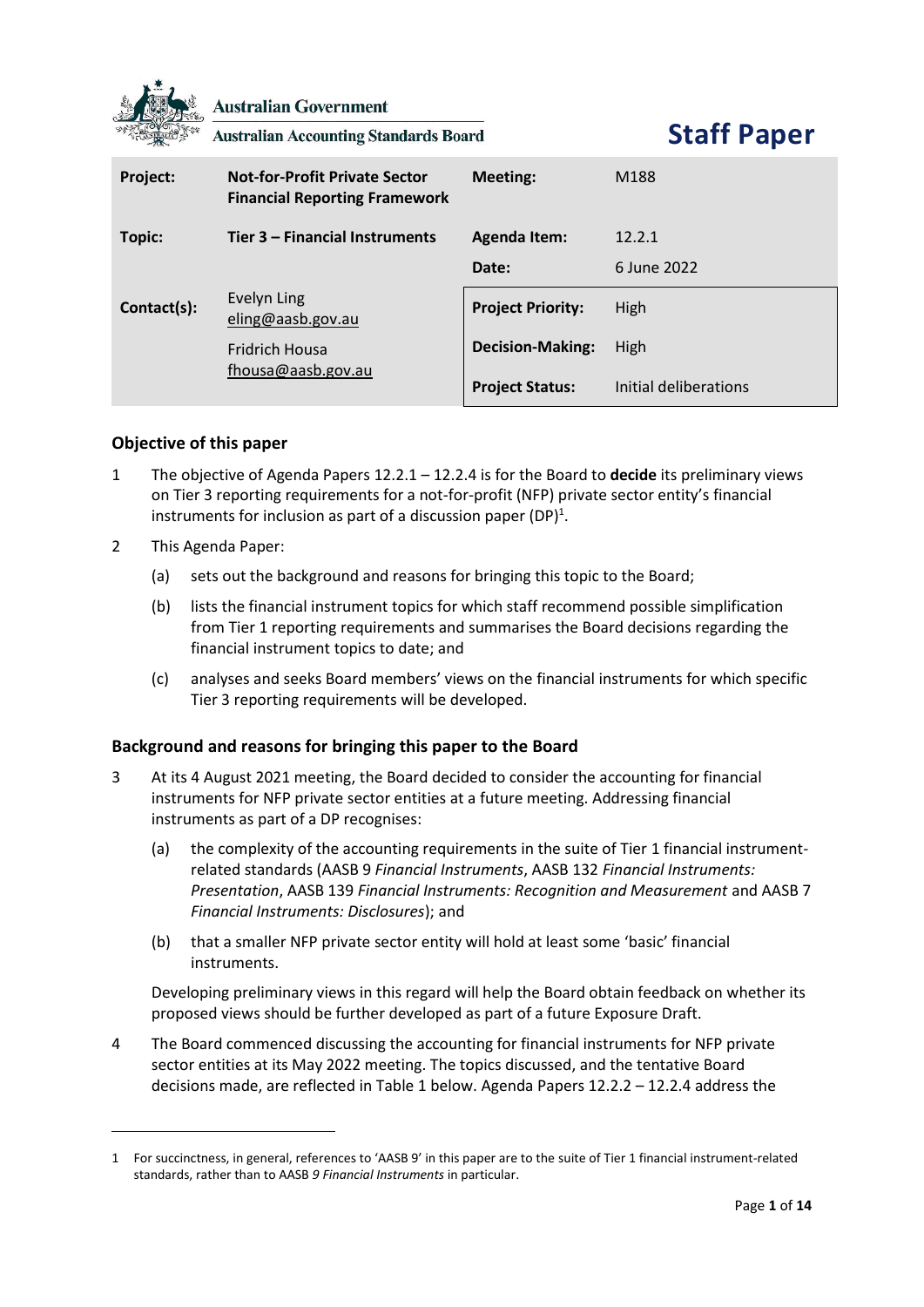Australian Government

Australian Accounting Standards Board

# Staff Paper

| Project: | Not-for-Profit Private Sector Financial Reporting Framework | Meeting: | M188 |
|---|---|---|---|
| Topic: | Tier 3 – Financial Instruments | Agenda Item: | 12.2.1 |
| | | Date: | 6 June 2022 |
| Contact(s): | Evelyn Ling eling@aasb.gov.au | Project Priority: | High |
| | Fridrich Housa fhousa@aasb.gov.au | Decision-Making: | High |
| | | Project Status: | Initial deliberations |

## Objective of this paper

1 The objective of Agenda Papers 12.2.1 – 12.2.4 is for the Board to **decide** its preliminary views on Tier 3 reporting requirements for a not-for-profit (NFP) private sector entity's financial instruments for inclusion as part of a discussion paper (DP)[1].

2 This Agenda Paper:

(a) sets out the background and reasons for bringing this topic to the Board;

(b) lists the financial instrument topics for which staff recommend possible simplification from Tier 1 reporting requirements and summarises the Board decisions regarding the financial instrument topics to date; and

(c) analyses and seeks Board members' views on the financial instruments for which specific Tier 3 reporting requirements will be developed.

## Background and reasons for bringing this paper to the Board

3 At its 4 August 2021 meeting, the Board decided to consider the accounting for financial instruments for NFP private sector entities at a future meeting. Addressing financial instruments as part of a DP recognises:

(a) the complexity of the accounting requirements in the suite of Tier 1 financial instrument-related standards (AASB 9 *Financial Instruments*, AASB 132 *Financial Instruments: Presentation*, AASB 139 *Financial Instruments: Recognition and Measurement* and AASB 7 *Financial Instruments: Disclosures*); and

(b) that a smaller NFP private sector entity will hold at least some 'basic' financial instruments.

Developing preliminary views in this regard will help the Board obtain feedback on whether its proposed views should be further developed as part of a future Exposure Draft.

4 The Board commenced discussing the accounting for financial instruments for NFP private sector entities at its May 2022 meeting. The topics discussed, and the tentative Board decisions made, are reflected in Table 1 below. Agenda Papers 12.2.2 – 12.2.4 address the

---

1 For succinctness, in general, references to 'AASB 9' in this paper are to the suite of Tier 1 financial instrument-related standards, rather than to AASB *9 Financial Instruments* in particular.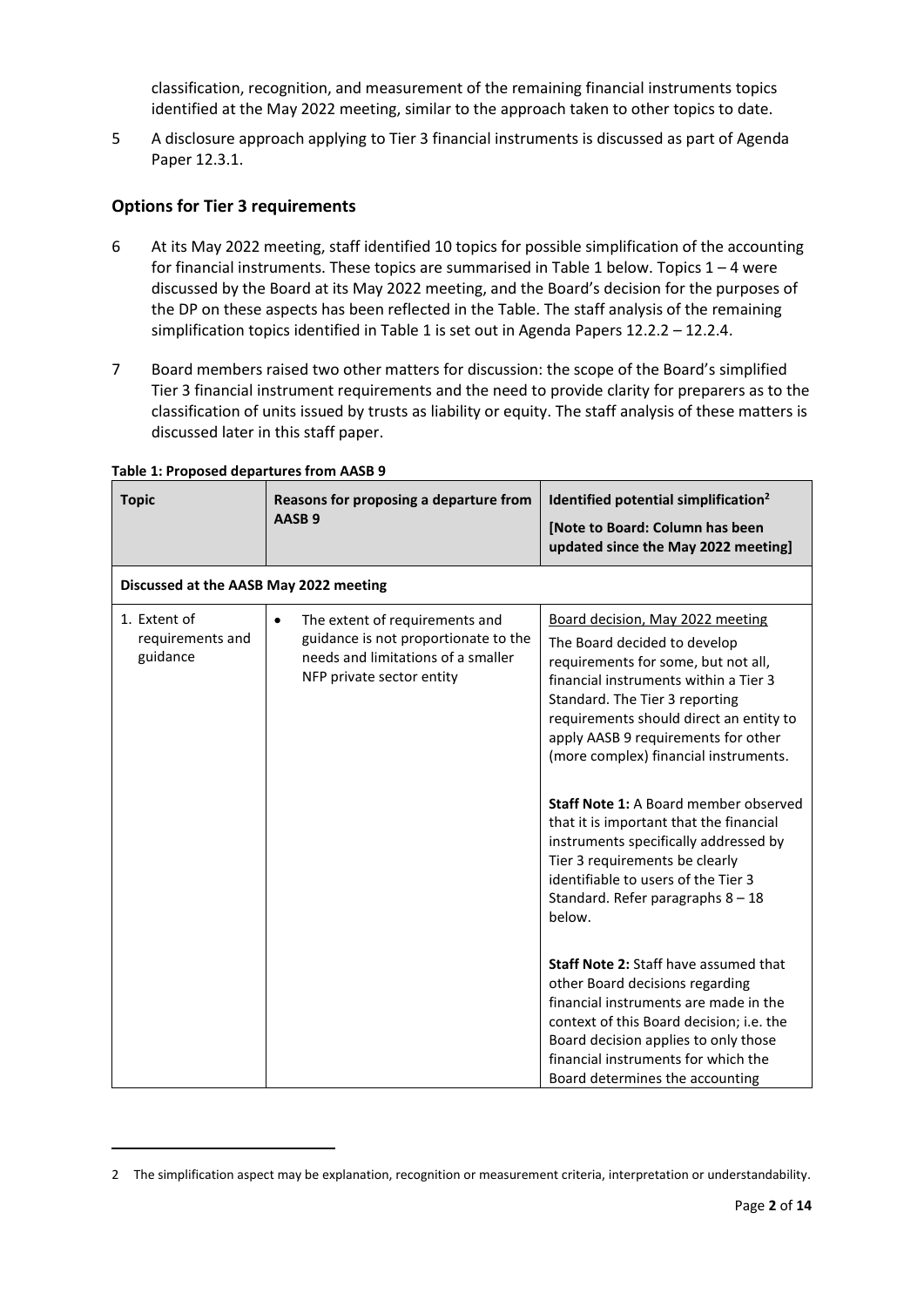classification, recognition, and measurement of the remaining financial instruments topics identified at the May 2022 meeting, similar to the approach taken to other topics to date.

5 A disclosure approach applying to Tier 3 financial instruments is discussed as part of Agenda Paper 12.3.1.

## Options for Tier 3 requirements

6 At its May 2022 meeting, staff identified 10 topics for possible simplification of the accounting for financial instruments. These topics are summarised in Table 1 below. Topics 1 – 4 were discussed by the Board at its May 2022 meeting, and the Board's decision for the purposes of the DP on these aspects has been reflected in the Table. The staff analysis of the remaining simplification topics identified in Table 1 is set out in Agenda Papers 12.2.2 – 12.2.4.

7 Board members raised two other matters for discussion: the scope of the Board's simplified Tier 3 financial instrument requirements and the need to provide clarity for preparers as to the classification of units issued by trusts as liability or equity. The staff analysis of these matters is discussed later in this staff paper.

**Table 1: Proposed departures from AASB 9**

| Topic | Reasons for proposing a departure from AASB 9 | Identified potential simplification[2] **[Note to Board: Column has been updated since the May 2022 meeting]** |
|---|---|---|
| **Discussed at the AASB May 2022 meeting** | | |
| 1. Extent of requirements and guidance | • The extent of requirements and guidance is not proportionate to the needs and limitations of a smaller NFP private sector entity | <u>Board decision, May 2022 meeting</u><br>The Board decided to develop requirements for some, but not all, financial instruments within a Tier 3 Standard. The Tier 3 reporting requirements should direct an entity to apply AASB 9 requirements for other (more complex) financial instruments.<br><br>**Staff Note 1:** A Board member observed that it is important that the financial instruments specifically addressed by Tier 3 requirements be clearly identifiable to users of the Tier 3 Standard. Refer paragraphs 8 – 18 below.<br><br>**Staff Note 2:** Staff have assumed that other Board decisions regarding financial instruments are made in the context of this Board decision; i.e. the Board decision applies to only those financial instruments for which the Board determines the accounting |

2 The simplification aspect may be explanation, recognition or measurement criteria, interpretation or understandability.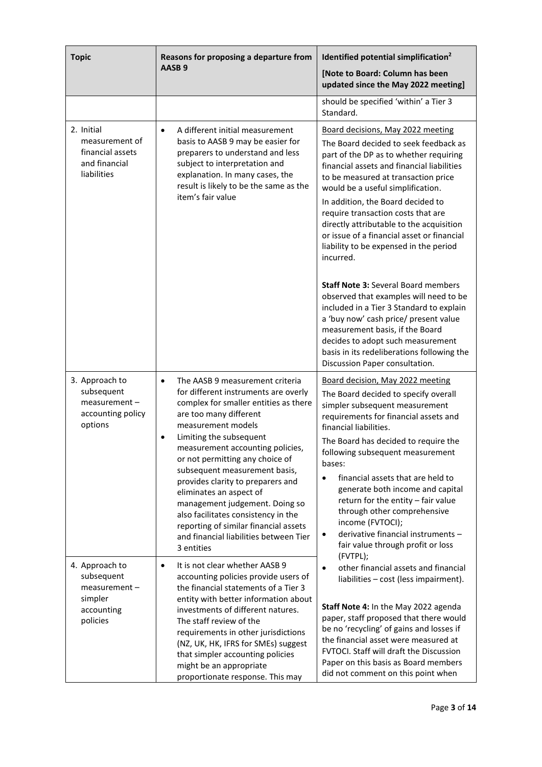| Topic | Reasons for proposing a departure from AASB 9 | Identified potential simplification[2] [Note to Board: Column has been updated since the May 2022 meeting] |
|---|---|---|
| | | should be specified 'within' a Tier 3 Standard. |
| 2. Initial measurement of financial assets and financial liabilities | • A different initial measurement basis to AASB 9 may be easier for preparers to understand and less subject to interpretation and explanation. In many cases, the result is likely to be the same as the item's fair value | Board decisions, May 2022 meeting<br>The Board decided to seek feedback as part of the DP as to whether requiring financial assets and financial liabilities to be measured at transaction price would be a useful simplification.<br>In addition, the Board decided to require transaction costs that are directly attributable to the acquisition or issue of a financial asset or financial liability to be expensed in the period incurred.<br><br>**Staff Note 3:** Several Board members observed that examples will need to be included in a Tier 3 Standard to explain a 'buy now' cash price/ present value measurement basis, if the Board decides to adopt such measurement basis in its redeliberations following the Discussion Paper consultation. |
| 3. Approach to subsequent measurement – accounting policy options | • The AASB 9 measurement criteria for different instruments are overly complex for smaller entities as there are too many different measurement models<br>• Limiting the subsequent measurement accounting policies, or not permitting any choice of subsequent measurement basis, provides clarity to preparers and eliminates an aspect of management judgement. Doing so also facilitates consistency in the reporting of similar financial assets and financial liabilities between Tier 3 entities | Board decision, May 2022 meeting<br>The Board decided to specify overall simpler subsequent measurement requirements for financial assets and financial liabilities.<br>The Board has decided to require the following subsequent measurement bases:<br>• financial assets that are held to generate both income and capital return for the entity – fair value through other comprehensive income (FVTOCI);<br>• derivative financial instruments – fair value through profit or loss (FVTPL);<br>• other financial assets and financial liabilities – cost (less impairment).<br><br>**Staff Note 4:** In the May 2022 agenda paper, staff proposed that there would be no 'recycling' of gains and losses if the financial asset were measured at FVTOCI. Staff will draft the Discussion Paper on this basis as Board members did not comment on this point when |
| 4. Approach to subsequent measurement – simpler accounting policies | • It is not clear whether AASB 9 accounting policies provide users of the financial statements of a Tier 3 entity with better information about investments of different natures. The staff review of the requirements in other jurisdictions (NZ, UK, HK, IFRS for SMEs) suggest that simpler accounting policies might be an appropriate proportionate response. This may | |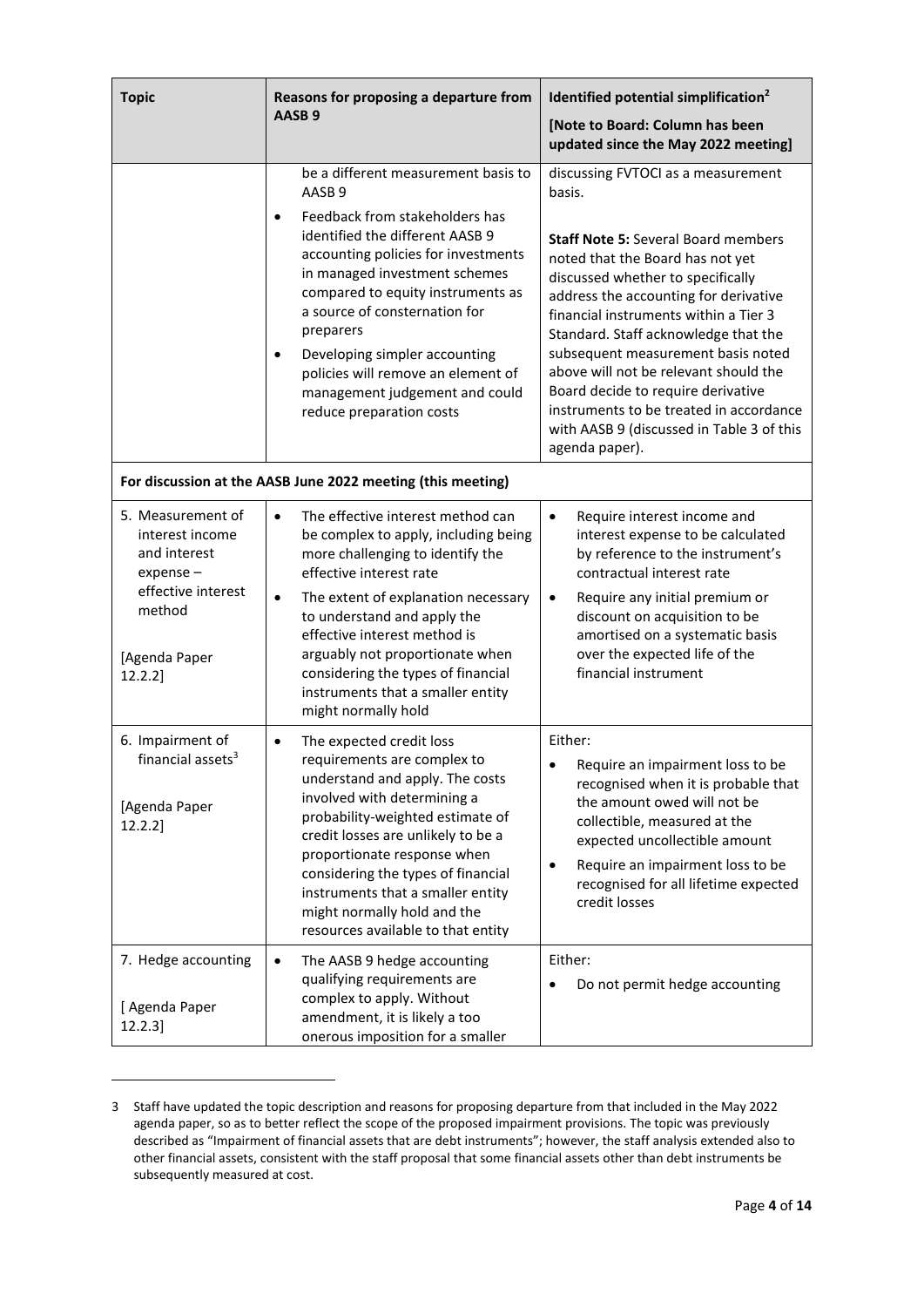| Topic | Reasons for proposing a departure from AASB 9 | Identified potential simplification[2] [Note to Board: Column has been updated since the May 2022 meeting] |
|---|---|---|
| | be a different measurement basis to AASB 9<br>• Feedback from stakeholders has identified the different AASB 9 accounting policies for investments in managed investment schemes compared to equity instruments as a source of consternation for preparers<br>• Developing simpler accounting policies will remove an element of management judgement and could reduce preparation costs | discussing FVTOCI as a measurement basis.<br><br>**Staff Note 5:** Several Board members noted that the Board has not yet discussed whether to specifically address the accounting for derivative financial instruments within a Tier 3 Standard. Staff acknowledge that the subsequent measurement basis noted above will not be relevant should the Board decide to require derivative instruments to be treated in accordance with AASB 9 (discussed in Table 3 of this agenda paper). |
| **For discussion at the AASB June 2022 meeting (this meeting)** | | |
| 5. Measurement of interest income and interest expense – effective interest method<br><br>[Agenda Paper 12.2.2] | • The effective interest method can be complex to apply, including being more challenging to identify the effective interest rate<br>• The extent of explanation necessary to understand and apply the effective interest method is arguably not proportionate when considering the types of financial instruments that a smaller entity might normally hold | • Require interest income and interest expense to be calculated by reference to the instrument's contractual interest rate<br>• Require any initial premium or discount on acquisition to be amortised on a systematic basis over the expected life of the financial instrument |
| 6. Impairment of financial assets[3]<br><br>[Agenda Paper 12.2.2] | • The expected credit loss requirements are complex to understand and apply. The costs involved with determining a probability-weighted estimate of credit losses are unlikely to be a proportionate response when considering the types of financial instruments that a smaller entity might normally hold and the resources available to that entity | Either:<br>• Require an impairment loss to be recognised when it is probable that the amount owed will not be collectible, measured at the expected uncollectible amount<br>• Require an impairment loss to be recognised for all lifetime expected credit losses |
| 7. Hedge accounting<br><br>[ Agenda Paper 12.2.3] | • The AASB 9 hedge accounting qualifying requirements are complex to apply. Without amendment, it is likely a too onerous imposition for a smaller | Either:<br>• Do not permit hedge accounting |

3 Staff have updated the topic description and reasons for proposing departure from that included in the May 2022 agenda paper, so as to better reflect the scope of the proposed impairment provisions. The topic was previously described as "Impairment of financial assets that are debt instruments"; however, the staff analysis extended also to other financial assets, consistent with the staff proposal that some financial assets other than debt instruments be subsequently measured at cost.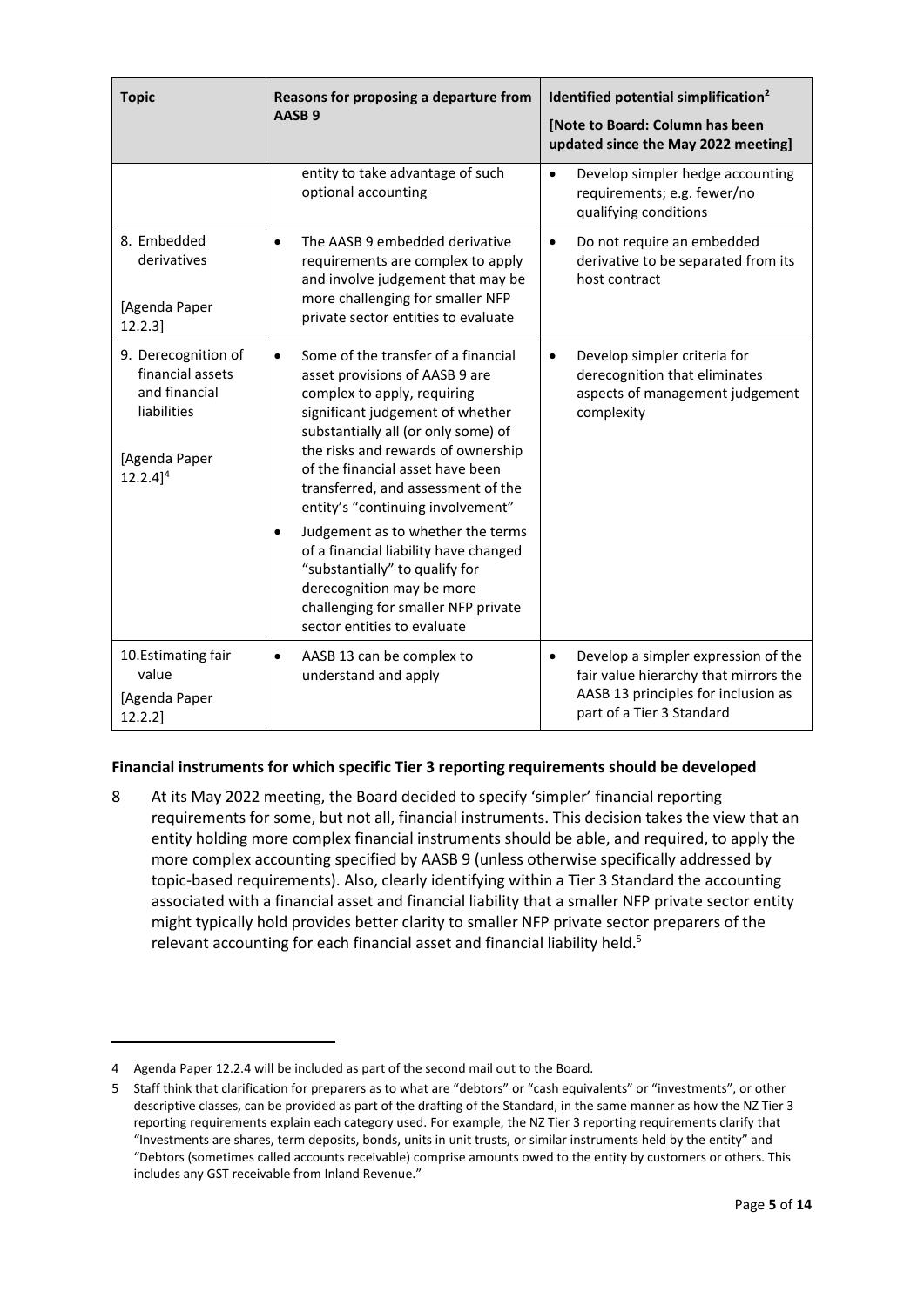| Topic | Reasons for proposing a departure from AASB 9 | Identified potential simplification[2] [Note to Board: Column has been updated since the May 2022 meeting] |
|---|---|---|
| | entity to take advantage of such optional accounting | • Develop simpler hedge accounting requirements; e.g. fewer/no qualifying conditions |
| 8. Embedded derivatives [Agenda Paper 12.2.3] | • The AASB 9 embedded derivative requirements are complex to apply and involve judgement that may be more challenging for smaller NFP private sector entities to evaluate | • Do not require an embedded derivative to be separated from its host contract |
| 9. Derecognition of financial assets and financial liabilities [Agenda Paper 12.2.4][4] | • Some of the transfer of a financial asset provisions of AASB 9 are complex to apply, requiring significant judgement of whether substantially all (or only some) of the risks and rewards of ownership of the financial asset have been transferred, and assessment of the entity's "continuing involvement" • Judgement as to whether the terms of a financial liability have changed "substantially" to qualify for derecognition may be more challenging for smaller NFP private sector entities to evaluate | • Develop simpler criteria for derecognition that eliminates aspects of management judgement complexity |
| 10. Estimating fair value [Agenda Paper 12.2.2] | • AASB 13 can be complex to understand and apply | • Develop a simpler expression of the fair value hierarchy that mirrors the AASB 13 principles for inclusion as part of a Tier 3 Standard |

**Financial instruments for which specific Tier 3 reporting requirements should be developed**

8 At its May 2022 meeting, the Board decided to specify 'simpler' financial reporting requirements for some, but not all, financial instruments. This decision takes the view that an entity holding more complex financial instruments should be able, and required, to apply the more complex accounting specified by AASB 9 (unless otherwise specifically addressed by topic-based requirements). Also, clearly identifying within a Tier 3 Standard the accounting associated with a financial asset and financial liability that a smaller NFP private sector entity might typically hold provides better clarity to smaller NFP private sector preparers of the relevant accounting for each financial asset and financial liability held.[5]

---

4 Agenda Paper 12.2.4 will be included as part of the second mail out to the Board.

5 Staff think that clarification for preparers as to what are "debtors" or "cash equivalents" or "investments", or other descriptive classes, can be provided as part of the drafting of the Standard, in the same manner as how the NZ Tier 3 reporting requirements explain each category used. For example, the NZ Tier 3 reporting requirements clarify that "Investments are shares, term deposits, bonds, units in unit trusts, or similar instruments held by the entity" and "Debtors (sometimes called accounts receivable) comprise amounts owed to the entity by customers or others. This includes any GST receivable from Inland Revenue."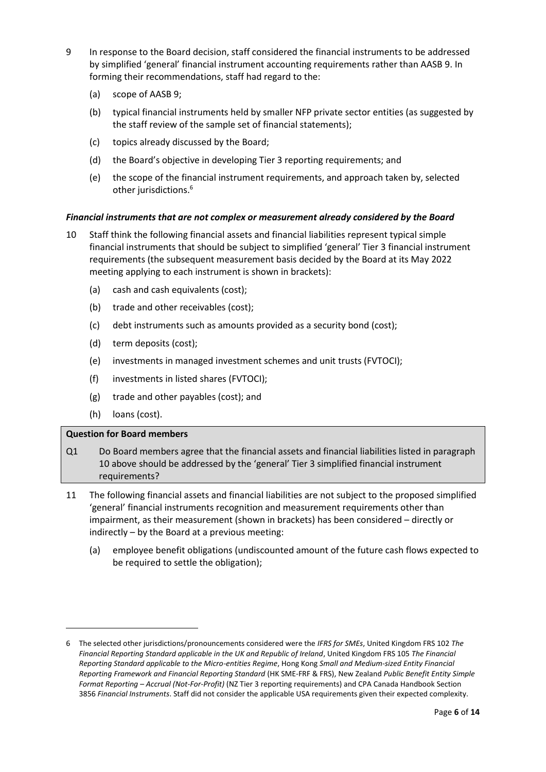9 In response to the Board decision, staff considered the financial instruments to be addressed by simplified 'general' financial instrument accounting requirements rather than AASB 9. In forming their recommendations, staff had regard to the:

(a) scope of AASB 9;

(b) typical financial instruments held by smaller NFP private sector entities (as suggested by the staff review of the sample set of financial statements);

(c) topics already discussed by the Board;

(d) the Board's objective in developing Tier 3 reporting requirements; and

(e) the scope of the financial instrument requirements, and approach taken by, selected other jurisdictions.[6]

***Financial instruments that are not complex or measurement already considered by the Board***

10 Staff think the following financial assets and financial liabilities represent typical simple financial instruments that should be subject to simplified 'general' Tier 3 financial instrument requirements (the subsequent measurement basis decided by the Board at its May 2022 meeting applying to each instrument is shown in brackets):

(a) cash and cash equivalents (cost);

(b) trade and other receivables (cost);

(c) debt instruments such as amounts provided as a security bond (cost);

(d) term deposits (cost);

(e) investments in managed investment schemes and unit trusts (FVTOCI);

(f) investments in listed shares (FVTOCI);

(g) trade and other payables (cost); and

(h) loans (cost).

| **Question for Board members** |
|---|
| Q1 Do Board members agree that the financial assets and financial liabilities listed in paragraph 10 above should be addressed by the 'general' Tier 3 simplified financial instrument requirements? |

11 The following financial assets and financial liabilities are not subject to the proposed simplified 'general' financial instruments recognition and measurement requirements other than impairment, as their measurement (shown in brackets) has been considered – directly or indirectly – by the Board at a previous meeting:

(a) employee benefit obligations (undiscounted amount of the future cash flows expected to be required to settle the obligation);

---

6 The selected other jurisdictions/pronouncements considered were the *IFRS for SMEs*, United Kingdom FRS 102 *The Financial Reporting Standard applicable in the UK and Republic of Ireland*, United Kingdom FRS 105 *The Financial Reporting Standard applicable to the Micro-entities Regime*, Hong Kong *Small and Medium-sized Entity Financial Reporting Framework and Financial Reporting Standard* (HK SME-FRF & FRS), New Zealand *Public Benefit Entity Simple Format Reporting – Accrual (Not-For-Profit)* (NZ Tier 3 reporting requirements) and CPA Canada Handbook Section 3856 *Financial Instruments*. Staff did not consider the applicable USA requirements given their expected complexity.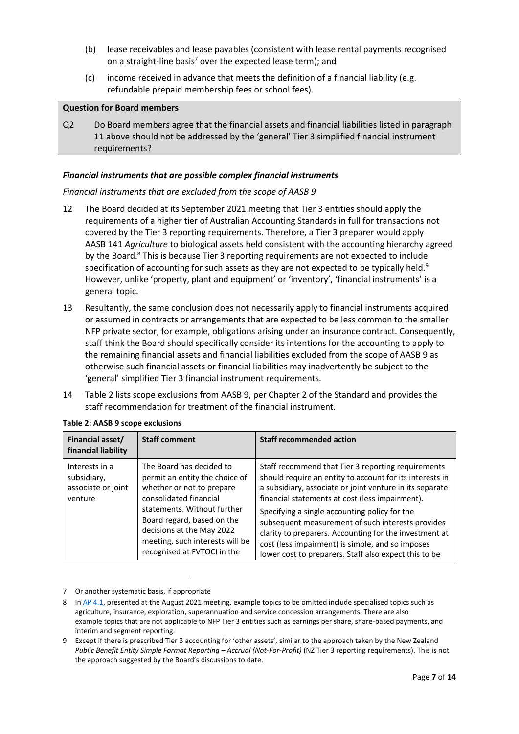(b) lease receivables and lease payables (consistent with lease rental payments recognised on a straight-line basis[7] over the expected lease term); and

(c) income received in advance that meets the definition of a financial liability (e.g. refundable prepaid membership fees or school fees).

**Question for Board members**

Q2 Do Board members agree that the financial assets and financial liabilities listed in paragraph 11 above should not be addressed by the 'general' Tier 3 simplified financial instrument requirements?

### *Financial instruments that are possible complex financial instruments*

*Financial instruments that are excluded from the scope of AASB 9*

12 The Board decided at its September 2021 meeting that Tier 3 entities should apply the requirements of a higher tier of Australian Accounting Standards in full for transactions not covered by the Tier 3 reporting requirements. Therefore, a Tier 3 preparer would apply AASB 141 *Agriculture* to biological assets held consistent with the accounting hierarchy agreed by the Board.[8] This is because Tier 3 reporting requirements are not expected to include specification of accounting for such assets as they are not expected to be typically held.[9] However, unlike 'property, plant and equipment' or 'inventory', 'financial instruments' is a general topic.

13 Resultantly, the same conclusion does not necessarily apply to financial instruments acquired or assumed in contracts or arrangements that are expected to be less common to the smaller NFP private sector, for example, obligations arising under an insurance contract. Consequently, staff think the Board should specifically consider its intentions for the accounting to apply to the remaining financial assets and financial liabilities excluded from the scope of AASB 9 as otherwise such financial assets or financial liabilities may inadvertently be subject to the 'general' simplified Tier 3 financial instrument requirements.

14 Table 2 lists scope exclusions from AASB 9, per Chapter 2 of the Standard and provides the staff recommendation for treatment of the financial instrument.

**Table 2: AASB 9 scope exclusions**

| Financial asset/ financial liability | Staff comment | Staff recommended action |
|---|---|---|
| Interests in a subsidiary, associate or joint venture | The Board has decided to permit an entity the choice of whether or not to prepare consolidated financial statements. Without further Board regard, based on the decisions at the May 2022 meeting, such interests will be recognised at FVTOCI in the | Staff recommend that Tier 3 reporting requirements should require an entity to account for its interests in a subsidiary, associate or joint venture in its separate financial statements at cost (less impairment).<br><br>Specifying a single accounting policy for the subsequent measurement of such interests provides clarity to preparers. Accounting for the investment at cost (less impairment) is simple, and so imposes lower cost to preparers. Staff also expect this to be |

7 Or another systematic basis, if appropriate

8 In AP 4.1, presented at the August 2021 meeting, example topics to be omitted include specialised topics such as agriculture, insurance, exploration, superannuation and service concession arrangements. There are also example topics that are not applicable to NFP Tier 3 entities such as earnings per share, share-based payments, and interim and segment reporting.

9 Except if there is prescribed Tier 3 accounting for 'other assets', similar to the approach taken by the New Zealand *Public Benefit Entity Simple Format Reporting – Accrual (Not-For-Profit)* (NZ Tier 3 reporting requirements). This is not the approach suggested by the Board's discussions to date.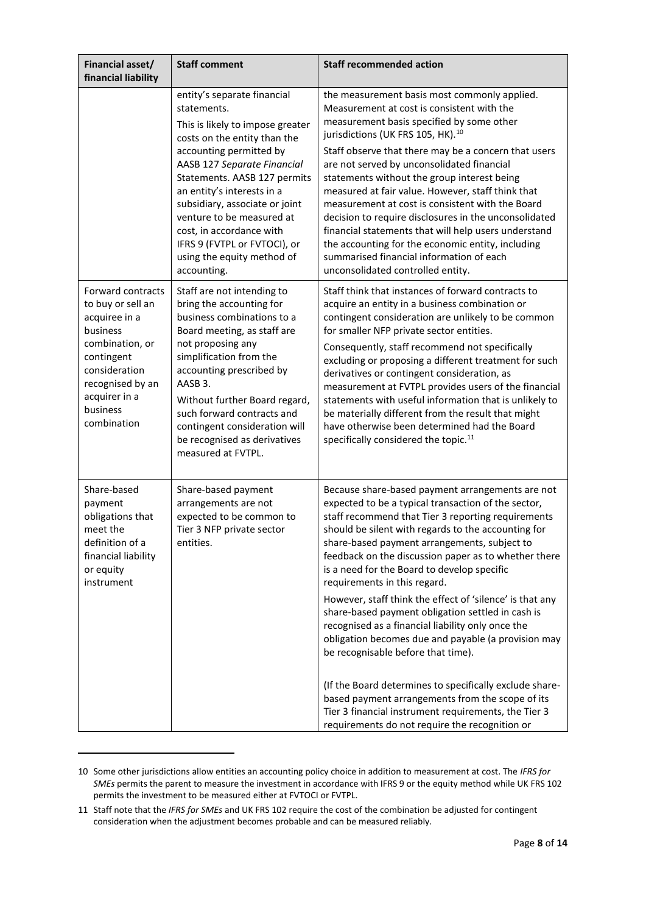| Financial asset/ financial liability | Staff comment | Staff recommended action |
|---|---|---|
| | entity's separate financial statements.<br><br>This is likely to impose greater costs on the entity than the accounting permitted by AASB 127 *Separate Financial Statements*. AASB 127 permits an entity's interests in a subsidiary, associate or joint venture to be measured at cost, in accordance with IFRS 9 (FVTPL or FVTOCI), or using the equity method of accounting. | the measurement basis most commonly applied. Measurement at cost is consistent with the measurement basis specified by some other jurisdictions (UK FRS 105, HK).[10]<br><br>Staff observe that there may be a concern that users are not served by unconsolidated financial statements without the group interest being measured at fair value. However, staff think that measurement at cost is consistent with the Board decision to require disclosures in the unconsolidated financial statements that will help users understand the accounting for the economic entity, including summarised financial information of each unconsolidated controlled entity. |
| Forward contracts to buy or sell an acquiree in a business combination, or contingent consideration recognised by an acquirer in a business combination | Staff are not intending to bring the accounting for business combinations to a Board meeting, as staff are not proposing any simplification from the accounting prescribed by AASB 3.<br><br>Without further Board regard, such forward contracts and contingent consideration will be recognised as derivatives measured at FVTPL. | Staff think that instances of forward contracts to acquire an entity in a business combination or contingent consideration are unlikely to be common for smaller NFP private sector entities.<br><br>Consequently, staff recommend not specifically excluding or proposing a different treatment for such derivatives or contingent consideration, as measurement at FVTPL provides users of the financial statements with useful information that is unlikely to be materially different from the result that might have otherwise been determined had the Board specifically considered the topic.[11] |
| Share-based payment obligations that meet the definition of a financial liability or equity instrument | Share-based payment arrangements are not expected to be common to Tier 3 NFP private sector entities. | Because share-based payment arrangements are not expected to be a typical transaction of the sector, staff recommend that Tier 3 reporting requirements should be silent with regards to the accounting for share-based payment arrangements, subject to feedback on the discussion paper as to whether there is a need for the Board to develop specific requirements in this regard.<br><br>However, staff think the effect of 'silence' is that any share-based payment obligation settled in cash is recognised as a financial liability only once the obligation becomes due and payable (a provision may be recognisable before that time).<br><br>(If the Board determines to specifically exclude share-based payment arrangements from the scope of its Tier 3 financial instrument requirements, the Tier 3 requirements do not require the recognition or |

10 Some other jurisdictions allow entities an accounting policy choice in addition to measurement at cost. The *IFRS for SMEs* permits the parent to measure the investment in accordance with IFRS 9 or the equity method while UK FRS 102 permits the investment to be measured either at FVTOCI or FVTPL.

11 Staff note that the *IFRS for SMEs* and UK FRS 102 require the cost of the combination be adjusted for contingent consideration when the adjustment becomes probable and can be measured reliably.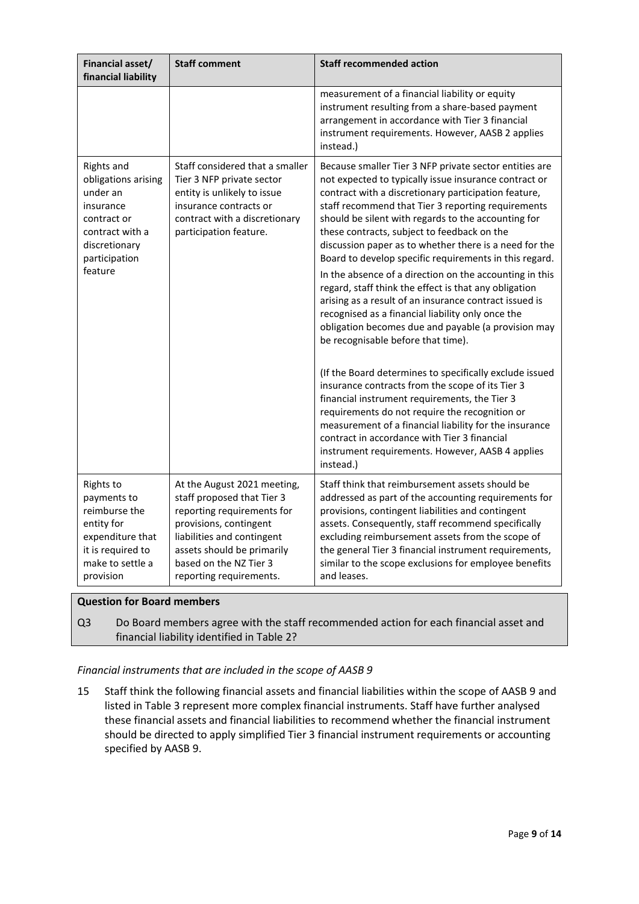| Financial asset/ financial liability | Staff comment | Staff recommended action |
|---|---|---|
| | | measurement of a financial liability or equity instrument resulting from a share-based payment arrangement in accordance with Tier 3 financial instrument requirements. However, AASB 2 applies instead.) |
| Rights and obligations arising under an insurance contract or contract with a discretionary participation feature | Staff considered that a smaller Tier 3 NFP private sector entity is unlikely to issue insurance contracts or contract with a discretionary participation feature. | Because smaller Tier 3 NFP private sector entities are not expected to typically issue insurance contract or contract with a discretionary participation feature, staff recommend that Tier 3 reporting requirements should be silent with regards to the accounting for these contracts, subject to feedback on the discussion paper as to whether there is a need for the Board to develop specific requirements in this regard.<br><br>In the absence of a direction on the accounting in this regard, staff think the effect is that any obligation arising as a result of an insurance contract issued is recognised as a financial liability only once the obligation becomes due and payable (a provision may be recognisable before that time).<br><br>(If the Board determines to specifically exclude issued insurance contracts from the scope of its Tier 3 financial instrument requirements, the Tier 3 requirements do not require the recognition or measurement of a financial liability for the insurance contract in accordance with Tier 3 financial instrument requirements. However, AASB 4 applies instead.) |
| Rights to payments to reimburse the entity for expenditure that it is required to make to settle a provision | At the August 2021 meeting, staff proposed that Tier 3 reporting requirements for provisions, contingent liabilities and contingent assets should be primarily based on the NZ Tier 3 reporting requirements. | Staff think that reimbursement assets should be addressed as part of the accounting requirements for provisions, contingent liabilities and contingent assets. Consequently, staff recommend specifically excluding reimbursement assets from the scope of the general Tier 3 financial instrument requirements, similar to the scope exclusions for employee benefits and leases. |

**Question for Board members**

Q3 Do Board members agree with the staff recommended action for each financial asset and financial liability identified in Table 2?

*Financial instruments that are included in the scope of AASB 9*

15 Staff think the following financial assets and financial liabilities within the scope of AASB 9 and listed in Table 3 represent more complex financial instruments. Staff have further analysed these financial assets and financial liabilities to recommend whether the financial instrument should be directed to apply simplified Tier 3 financial instrument requirements or accounting specified by AASB 9.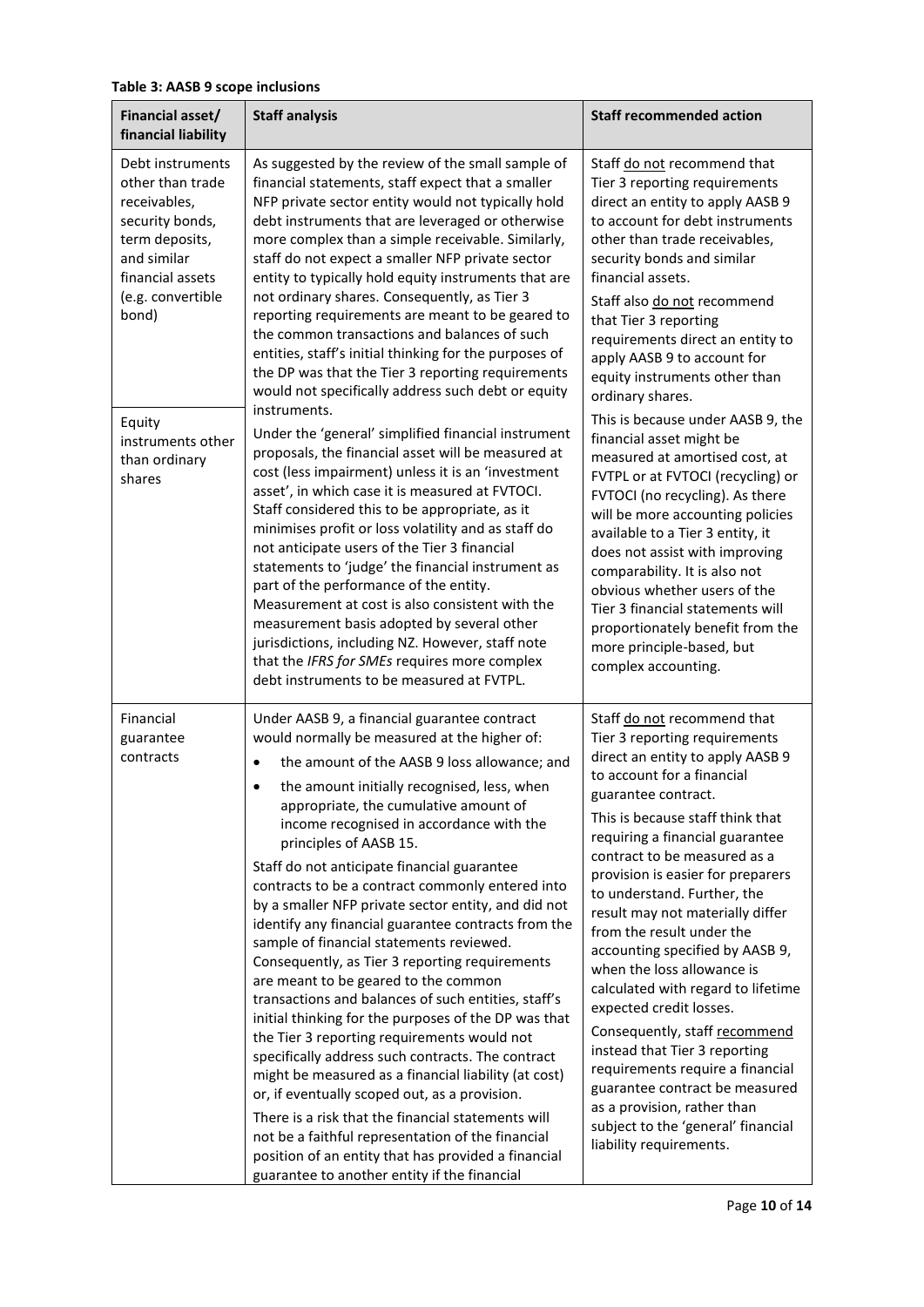**Table 3: AASB 9 scope inclusions**

| Financial asset/ financial liability | Staff analysis | Staff recommended action |
|---|---|---|
| Debt instruments other than trade receivables, security bonds, term deposits, and similar financial assets (e.g. convertible bond)<br><br>Equity instruments other than ordinary shares | As suggested by the review of the small sample of financial statements, staff expect that a smaller NFP private sector entity would not typically hold debt instruments that are leveraged or otherwise more complex than a simple receivable. Similarly, staff do not expect a smaller NFP private sector entity to typically hold equity instruments that are not ordinary shares. Consequently, as Tier 3 reporting requirements are meant to be geared to the common transactions and balances of such entities, staff's initial thinking for the purposes of the DP was that the Tier 3 reporting requirements would not specifically address such debt or equity instruments.<br><br>Under the 'general' simplified financial instrument proposals, the financial asset will be measured at cost (less impairment) unless it is an 'investment asset', in which case it is measured at FVTOCI. Staff considered this to be appropriate, as it minimises profit or loss volatility and as staff do not anticipate users of the Tier 3 financial statements to 'judge' the financial instrument as part of the performance of the entity. Measurement at cost is also consistent with the measurement basis adopted by several other jurisdictions, including NZ. However, staff note that the *IFRS for SMEs* requires more complex debt instruments to be measured at FVTPL. | Staff do not recommend that Tier 3 reporting requirements direct an entity to apply AASB 9 to account for debt instruments other than trade receivables, security bonds and similar financial assets.<br><br>Staff also do not recommend that Tier 3 reporting requirements direct an entity to apply AASB 9 to account for equity instruments other than ordinary shares.<br><br>This is because under AASB 9, the financial asset might be measured at amortised cost, at FVTPL or at FVTOCI (recycling) or FVTOCI (no recycling). As there will be more accounting policies available to a Tier 3 entity, it does not assist with improving comparability. It is also not obvious whether users of the Tier 3 financial statements will proportionately benefit from the more principle-based, but complex accounting. |
| Financial guarantee contracts | Under AASB 9, a financial guarantee contract would normally be measured at the higher of:<br>• the amount of the AASB 9 loss allowance; and<br>• the amount initially recognised, less, when appropriate, the cumulative amount of income recognised in accordance with the principles of AASB 15.<br><br>Staff do not anticipate financial guarantee contracts to be a contract commonly entered into by a smaller NFP private sector entity, and did not identify any financial guarantee contracts from the sample of financial statements reviewed. Consequently, as Tier 3 reporting requirements are meant to be geared to the common transactions and balances of such entities, staff's initial thinking for the purposes of the DP was that the Tier 3 reporting requirements would not specifically address such contracts. The contract might be measured as a financial liability (at cost) or, if eventually scoped out, as a provision.<br><br>There is a risk that the financial statements will not be a faithful representation of the financial position of an entity that has provided a financial guarantee to another entity if the financial | Staff do not recommend that Tier 3 reporting requirements direct an entity to apply AASB 9 to account for a financial guarantee contract.<br><br>This is because staff think that requiring a financial guarantee contract to be measured as a provision is easier for preparers to understand. Further, the result may not materially differ from the result under the accounting specified by AASB 9, when the loss allowance is calculated with regard to lifetime expected credit losses.<br><br>Consequently, staff recommend instead that Tier 3 reporting requirements require a financial guarantee contract be measured as a provision, rather than subject to the 'general' financial liability requirements. |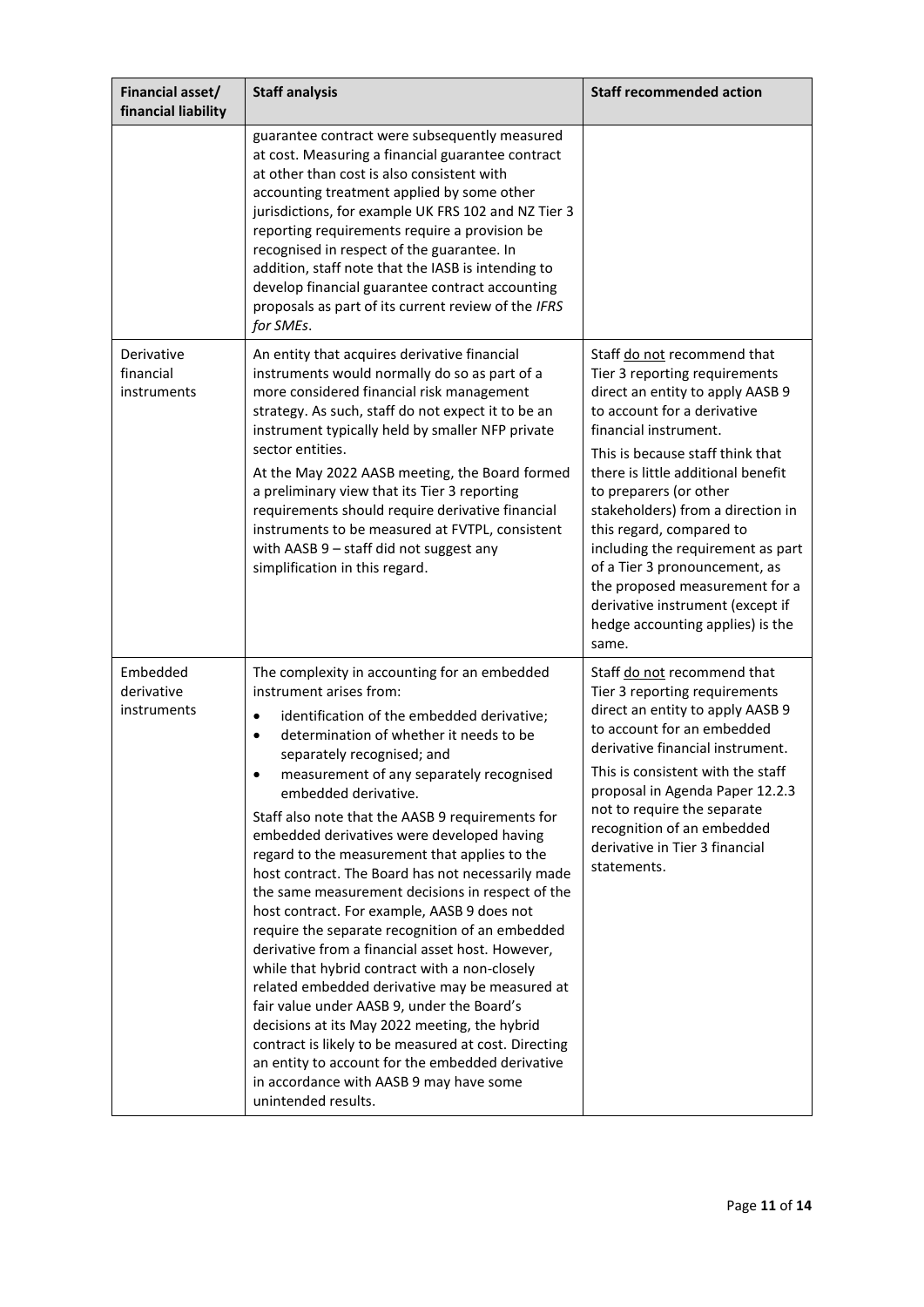| Financial asset/ financial liability | Staff analysis | Staff recommended action |
|---|---|---|
| | guarantee contract were subsequently measured at cost. Measuring a financial guarantee contract at other than cost is also consistent with accounting treatment applied by some other jurisdictions, for example UK FRS 102 and NZ Tier 3 reporting requirements require a provision be recognised in respect of the guarantee. In addition, staff note that the IASB is intending to develop financial guarantee contract accounting proposals as part of its current review of the *IFRS for SMEs*. | |
| Derivative financial instruments | An entity that acquires derivative financial instruments would normally do so as part of a more considered financial risk management strategy. As such, staff do not expect it to be an instrument typically held by smaller NFP private sector entities.<br><br>At the May 2022 AASB meeting, the Board formed a preliminary view that its Tier 3 reporting requirements should require derivative financial instruments to be measured at FVTPL, consistent with AASB 9 – staff did not suggest any simplification in this regard. | Staff <u>do not</u> recommend that Tier 3 reporting requirements direct an entity to apply AASB 9 to account for a derivative financial instrument.<br><br>This is because staff think that there is little additional benefit to preparers (or other stakeholders) from a direction in this regard, compared to including the requirement as part of a Tier 3 pronouncement, as the proposed measurement for a derivative instrument (except if hedge accounting applies) is the same. |
| Embedded derivative instruments | The complexity in accounting for an embedded instrument arises from:<br>• identification of the embedded derivative;<br>• determination of whether it needs to be separately recognised; and<br>• measurement of any separately recognised embedded derivative.<br><br>Staff also note that the AASB 9 requirements for embedded derivatives were developed having regard to the measurement that applies to the host contract. The Board has not necessarily made the same measurement decisions in respect of the host contract. For example, AASB 9 does not require the separate recognition of an embedded derivative from a financial asset host. However, while that hybrid contract with a non-closely related embedded derivative may be measured at fair value under AASB 9, under the Board's decisions at its May 2022 meeting, the hybrid contract is likely to be measured at cost. Directing an entity to account for the embedded derivative in accordance with AASB 9 may have some unintended results. | Staff <u>do not</u> recommend that Tier 3 reporting requirements direct an entity to apply AASB 9 to account for an embedded derivative financial instrument.<br><br>This is consistent with the staff proposal in Agenda Paper 12.2.3 not to require the separate recognition of an embedded derivative in Tier 3 financial statements. |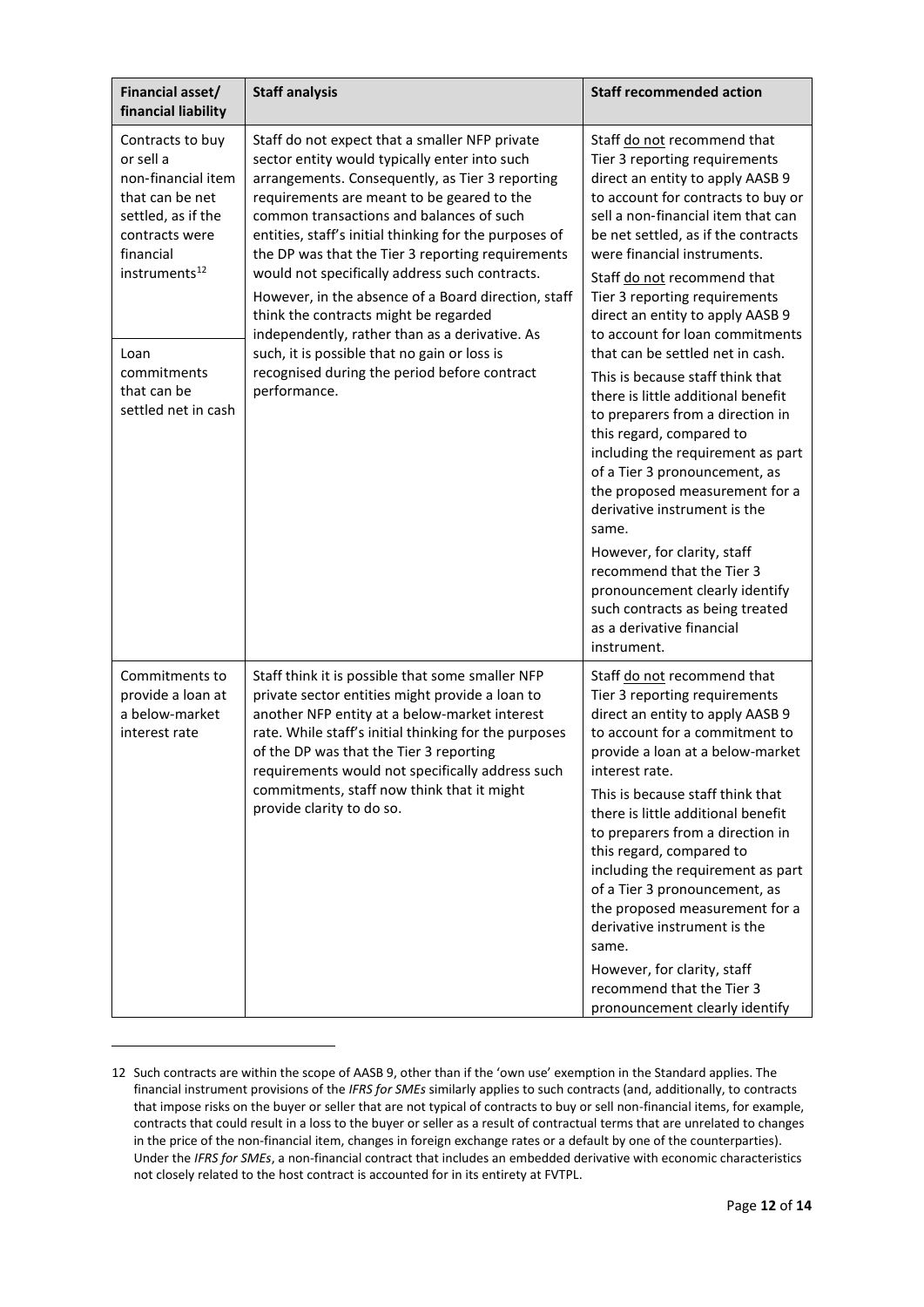| Financial asset/ financial liability | Staff analysis | Staff recommended action |
|---|---|---|
| Contracts to buy or sell a non-financial item that can be net settled, as if the contracts were financial instruments[12]<br><br>Loan commitments that can be settled net in cash | Staff do not expect that a smaller NFP private sector entity would typically enter into such arrangements. Consequently, as Tier 3 reporting requirements are meant to be geared to the common transactions and balances of such entities, staff's initial thinking for the purposes of the DP was that the Tier 3 reporting requirements would not specifically address such contracts.<br><br>However, in the absence of a Board direction, staff think the contracts might be regarded independently, rather than as a derivative. As such, it is possible that no gain or loss is recognised during the period before contract performance. | Staff do not recommend that Tier 3 reporting requirements direct an entity to apply AASB 9 to account for contracts to buy or sell a non-financial item that can be net settled, as if the contracts were financial instruments.<br><br>Staff do not recommend that Tier 3 reporting requirements direct an entity to apply AASB 9 to account for loan commitments that can be settled net in cash.<br><br>This is because staff think that there is little additional benefit to preparers from a direction in this regard, compared to including the requirement as part of a Tier 3 pronouncement, as the proposed measurement for a derivative instrument is the same.<br><br>However, for clarity, staff recommend that the Tier 3 pronouncement clearly identify such contracts as being treated as a derivative financial instrument. |
| Commitments to provide a loan at a below-market interest rate | Staff think it is possible that some smaller NFP private sector entities might provide a loan to another NFP entity at a below-market interest rate. While staff's initial thinking for the purposes of the DP was that the Tier 3 reporting requirements would not specifically address such commitments, staff now think that it might provide clarity to do so. | Staff do not recommend that Tier 3 reporting requirements direct an entity to apply AASB 9 to account for a commitment to provide a loan at a below-market interest rate.<br><br>This is because staff think that there is little additional benefit to preparers from a direction in this regard, compared to including the requirement as part of a Tier 3 pronouncement, as the proposed measurement for a derivative instrument is the same.<br><br>However, for clarity, staff recommend that the Tier 3 pronouncement clearly identify |

12 Such contracts are within the scope of AASB 9, other than if the 'own use' exemption in the Standard applies. The financial instrument provisions of the *IFRS for SMEs* similarly applies to such contracts (and, additionally, to contracts that impose risks on the buyer or seller that are not typical of contracts to buy or sell non-financial items, for example, contracts that could result in a loss to the buyer or seller as a result of contractual terms that are unrelated to changes in the price of the non-financial item, changes in foreign exchange rates or a default by one of the counterparties). Under the *IFRS for SMEs*, a non-financial contract that includes an embedded derivative with economic characteristics not closely related to the host contract is accounted for in its entirety at FVTPL.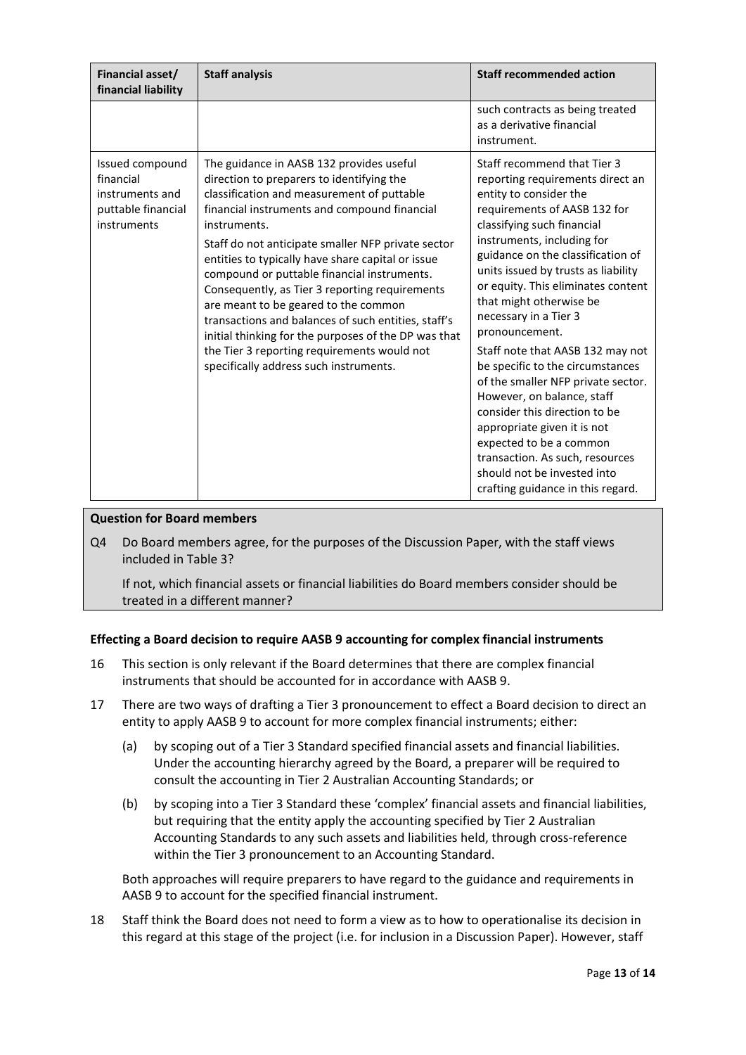| Financial asset/ financial liability | Staff analysis | Staff recommended action |
|---|---|---|
| | | such contracts as being treated as a derivative financial instrument. |
| Issued compound financial instruments and puttable financial instruments | The guidance in AASB 132 provides useful direction to preparers to identifying the classification and measurement of puttable financial instruments and compound financial instruments.<br><br>Staff do not anticipate smaller NFP private sector entities to typically have share capital or issue compound or puttable financial instruments. Consequently, as Tier 3 reporting requirements are meant to be geared to the common transactions and balances of such entities, staff's initial thinking for the purposes of the DP was that the Tier 3 reporting requirements would not specifically address such instruments. | Staff recommend that Tier 3 reporting requirements direct an entity to consider the requirements of AASB 132 for classifying such financial instruments, including for guidance on the classification of units issued by trusts as liability or equity. This eliminates content that might otherwise be necessary in a Tier 3 pronouncement.<br><br>Staff note that AASB 132 may not be specific to the circumstances of the smaller NFP private sector. However, on balance, staff consider this direction to be appropriate given it is not expected to be a common transaction. As such, resources should not be invested into crafting guidance in this regard. |

**Question for Board members**

Q4 Do Board members agree, for the purposes of the Discussion Paper, with the staff views included in Table 3?

If not, which financial assets or financial liabilities do Board members consider should be treated in a different manner?

**Effecting a Board decision to require AASB 9 accounting for complex financial instruments**

16 This section is only relevant if the Board determines that there are complex financial instruments that should be accounted for in accordance with AASB 9.

17 There are two ways of drafting a Tier 3 pronouncement to effect a Board decision to direct an entity to apply AASB 9 to account for more complex financial instruments; either:

(a) by scoping out of a Tier 3 Standard specified financial assets and financial liabilities. Under the accounting hierarchy agreed by the Board, a preparer will be required to consult the accounting in Tier 2 Australian Accounting Standards; or

(b) by scoping into a Tier 3 Standard these 'complex' financial assets and financial liabilities, but requiring that the entity apply the accounting specified by Tier 2 Australian Accounting Standards to any such assets and liabilities held, through cross-reference within the Tier 3 pronouncement to an Accounting Standard.

Both approaches will require preparers to have regard to the guidance and requirements in AASB 9 to account for the specified financial instrument.

18 Staff think the Board does not need to form a view as to how to operationalise its decision in this regard at this stage of the project (i.e. for inclusion in a Discussion Paper). However, staff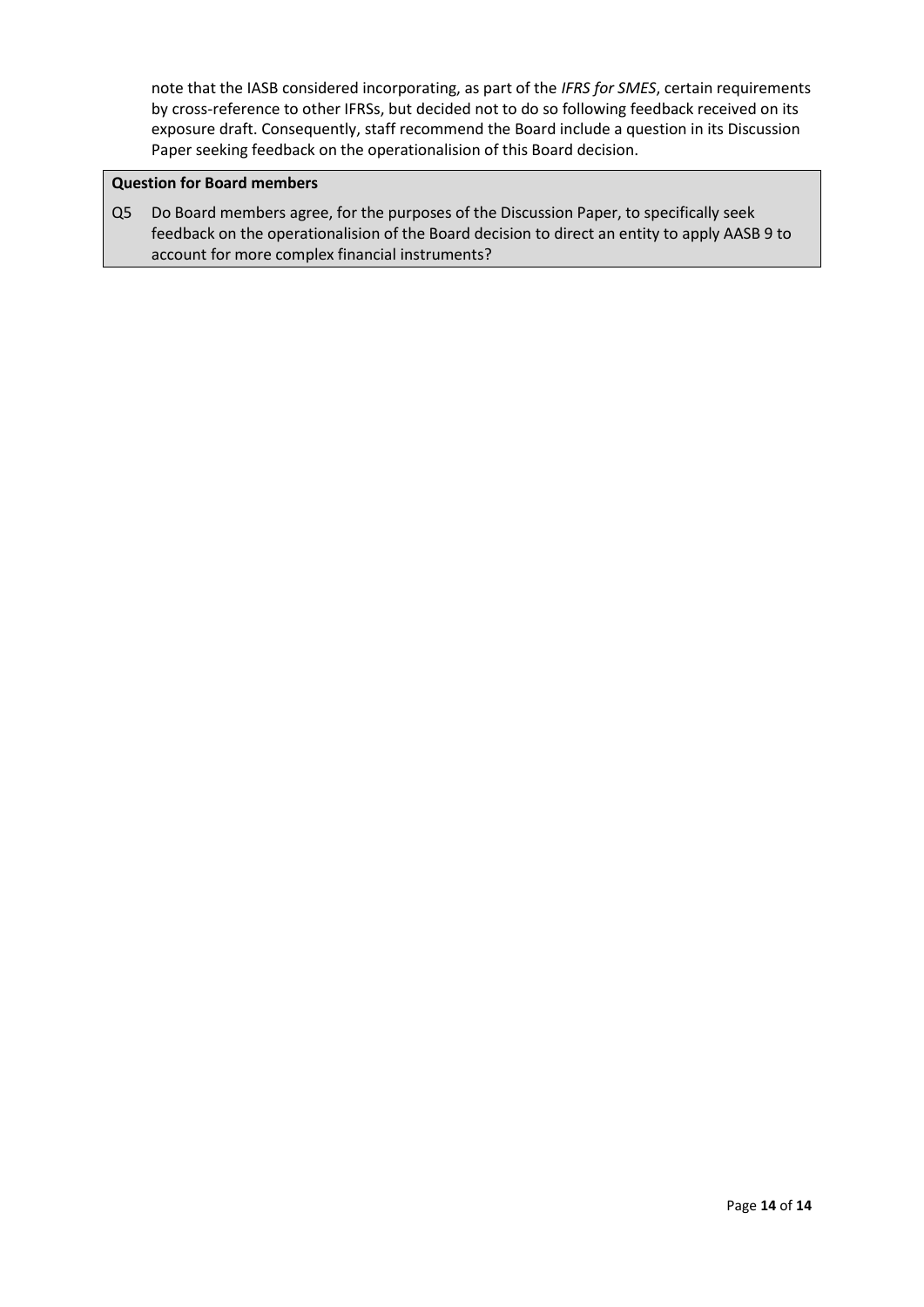note that the IASB considered incorporating, as part of the *IFRS for SMES*, certain requirements by cross-reference to other IFRSs, but decided not to do so following feedback received on its exposure draft. Consequently, staff recommend the Board include a question in its Discussion Paper seeking feedback on the operationalisation of this Board decision.

**Question for Board members**

Q5 Do Board members agree, for the purposes of the Discussion Paper, to specifically seek feedback on the operationalisation of the Board decision to direct an entity to apply AASB 9 to account for more complex financial instruments?